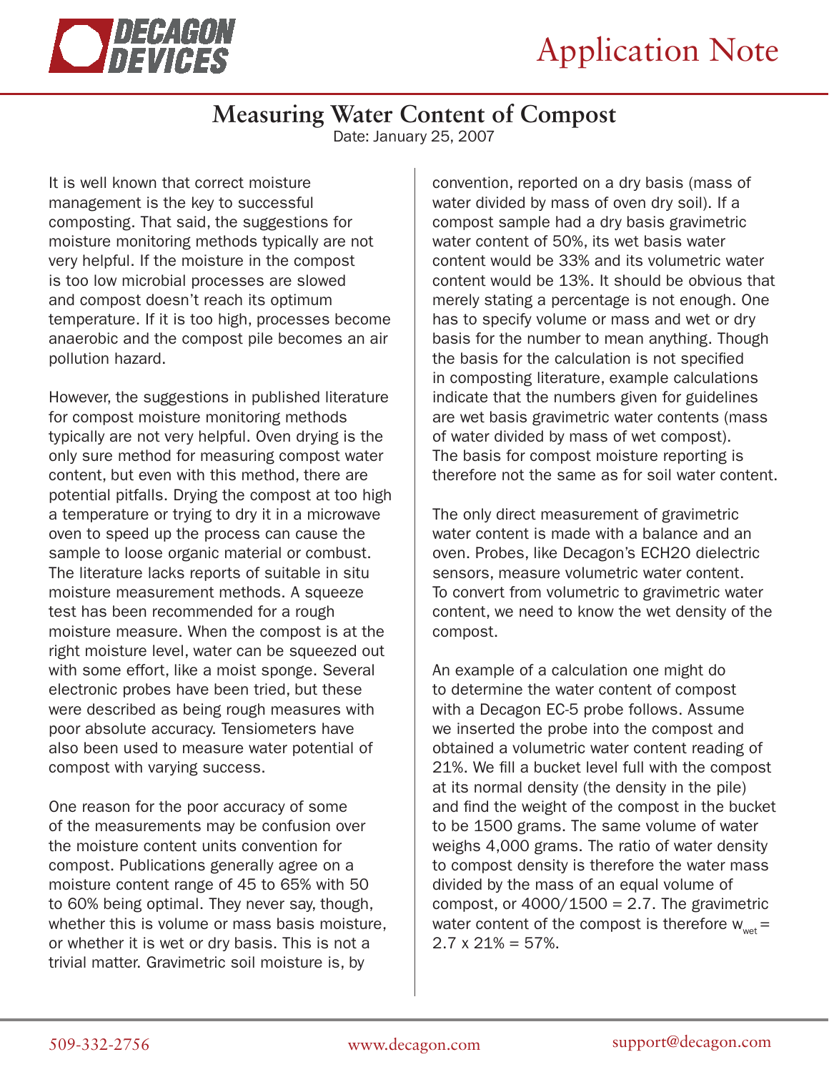# Application Note

## Measuring Water Content of Compost

Date: January 25, 2007

It is well known that correct moisture management is the key to successful composting. That said, the suggestions for moisture monitoring methods typically are not very helpful. If the moisture in the compost is too low microbial processes are slowed and compost doesn't reach its optimum temperature. If it is too high, processes become anaerobic and the compost pile becomes an air pollution hazard.

However, the suggestions in published literature for compost moisture monitoring methods typically are not very helpful. Oven drying is the only sure method for measuring compost water content, but even with this method, there are potential pitfalls. Drying the compost at too high a temperature or trying to dry it in a microwave oven to speed up the process can cause the sample to loose organic material or combust. The literature lacks reports of suitable in situ moisture measurement methods. A squeeze test has been recommended for a rough moisture measure. When the compost is at the right moisture level, water can be squeezed out with some effort, like a moist sponge. Several electronic probes have been tried, but these were described as being rough measures with poor absolute accuracy. Tensiometers have also been used to measure water potential of compost with varying success.

One reason for the poor accuracy of some of the measurements may be confusion over the moisture content units convention for compost. Publications generally agree on a moisture content range of 45 to 65% with 50 to 60% being optimal. They never say, though, whether this is volume or mass basis moisture, or whether it is wet or dry basis. This is not a trivial matter. Gravimetric soil moisture is, by convention, reported on a dry basis (mass of water divided by mass of oven dry soil). If a compost sample had a dry basis gravimetric water content of 50%, its wet basis water content would be 33% and its volumetric water content would be 13%. It should be obvious that merely stating a percentage is not enough. One has to specify volume or mass and wet or dry basis for the number to mean anything. Though the basis for the calculation is not specified in composting literature, example calculations indicate that the numbers given for guidelines are wet basis gravimetric water contents (mass of water divided by mass of wet compost). The basis for compost moisture reporting is therefore not the same as for soil water content.

The only direct measurement of gravimetric water content is made with a balance and an oven. Probes, like Decagon's ECH2O dielectric sensors, measure volumetric water content. To convert from volumetric to gravimetric water content, we need to know the wet density of the compost.

An example of a calculation one might do to determine the water content of compost with a Decagon EC-5 probe follows. Assume we inserted the probe into the compost and obtained a volumetric water content reading of 21%. We fill a bucket level full with the compost at its normal density (the density in the pile) and find the weight of the compost in the bucket to be 1500 grams. The same volume of water weighs 4,000 grams. The ratio of water density to compost density is therefore the water mass divided by the mass of an equal volume of compost, or 4000/1500 = 2.7. The gravimetric water content of the compost is therefore $w_{wet} = 2.7 \times 21\% = 57\%$.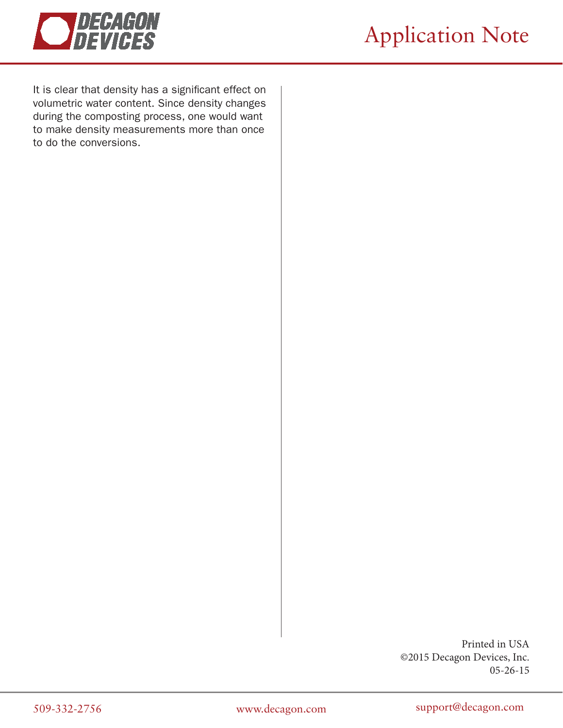It is clear that density has a significant effect on volumetric water content. Since density changes during the composting process, one would want to make density measurements more than once to do the conversions.

Printed in USA
©2015 Decagon Devices, Inc.
05-26-15